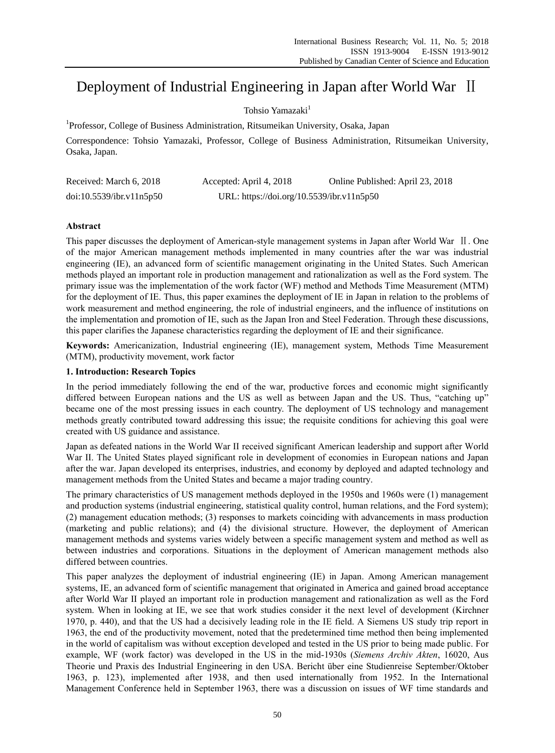# Deployment of Industrial Engineering in Japan after World War Ⅱ

Tohsio Yamazaki[1]

[1]Professor, College of Business Administration, Ritsumeikan University, Osaka, Japan

Correspondence: Tohsio Yamazaki, Professor, College of Business Administration, Ritsumeikan University, Osaka, Japan.

Received: March 6, 2018 Accepted: April 4, 2018 Online Published: April 23, 2018

doi:10.5539/ibr.v11n5p50 URL: https://doi.org/10.5539/ibr.v11n5p50

## Abstract

This paper discusses the deployment of American-style management systems in Japan after World War Ⅱ. One of the major American management methods implemented in many countries after the war was industrial engineering (IE), an advanced form of scientific management originating in the United States. Such American methods played an important role in production management and rationalization as well as the Ford system. The primary issue was the implementation of the work factor (WF) method and Methods Time Measurement (MTM) for the deployment of IE. Thus, this paper examines the deployment of IE in Japan in relation to the problems of work measurement and method engineering, the role of industrial engineers, and the influence of institutions on the implementation and promotion of IE, such as the Japan Iron and Steel Federation. Through these discussions, this paper clarifies the Japanese characteristics regarding the deployment of IE and their significance.

**Keywords:** Americanization, Industrial engineering (IE), management system, Methods Time Measurement (MTM), productivity movement, work factor

### 1. Introduction: Research Topics

In the period immediately following the end of the war, productive forces and economic might significantly differed between European nations and the US as well as between Japan and the US. Thus, "catching up" became one of the most pressing issues in each country. The deployment of US technology and management methods greatly contributed toward addressing this issue; the requisite conditions for achieving this goal were created with US guidance and assistance.

Japan as defeated nations in the World War II received significant American leadership and support after World War II. The United States played significant role in development of economies in European nations and Japan after the war. Japan developed its enterprises, industries, and economy by deployed and adapted technology and management methods from the United States and became a major trading country.

The primary characteristics of US management methods deployed in the 1950s and 1960s were (1) management and production systems (industrial engineering, statistical quality control, human relations, and the Ford system); (2) management education methods; (3) responses to markets coinciding with advancements in mass production (marketing and public relations); and (4) the divisional structure. However, the deployment of American management methods and systems varies widely between a specific management system and method as well as between industries and corporations. Situations in the deployment of American management methods also differed between countries.

This paper analyzes the deployment of industrial engineering (IE) in Japan. Among American management systems, IE, an advanced form of scientific management that originated in America and gained broad acceptance after World War II played an important role in production management and rationalization as well as the Ford system. When in looking at IE, we see that work studies consider it the next level of development (Kirchner 1970, p. 440), and that the US had a decisively leading role in the IE field. A Siemens US study trip report in 1963, the end of the productivity movement, noted that the predetermined time method then being implemented in the world of capitalism was without exception developed and tested in the US prior to being made public. For example, WF (work factor) was developed in the US in the mid-1930s (*Siemens Archiv Akten*, 16020, Aus Theorie und Praxis des Industrial Engineering in den USA. Bericht über eine Studienreise September/Oktober 1963, p. 123), implemented after 1938, and then used internationally from 1952. In the International Management Conference held in September 1963, there was a discussion on issues of WF time standards and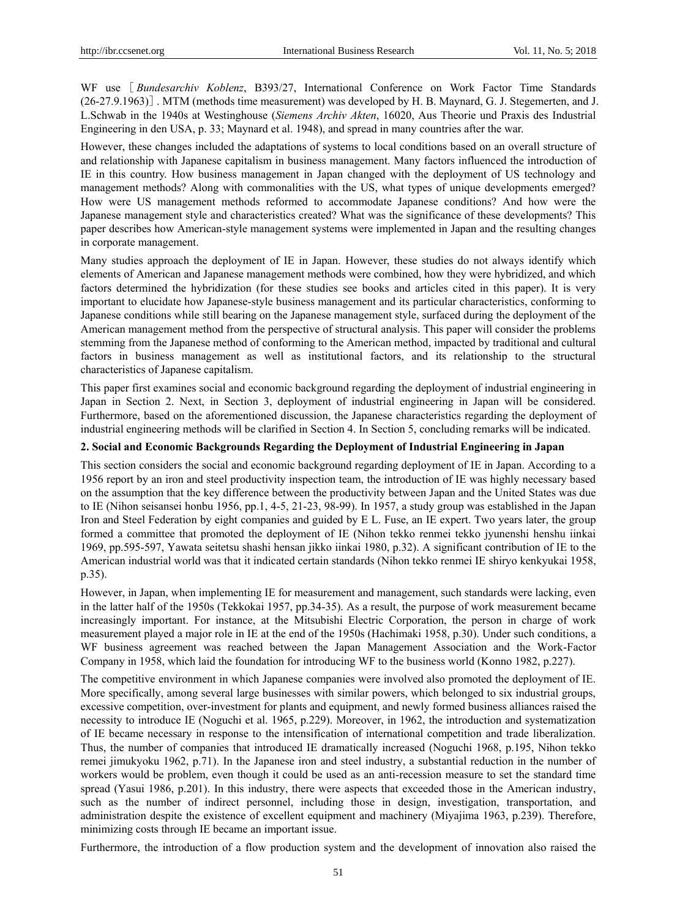WF use［*Bundesarchiv Koblenz*, B393/27, International Conference on Work Factor Time Standards (26-27.9.1963)］. MTM (methods time measurement) was developed by H. B. Maynard, G. J. Stegemerten, and J. L.Schwab in the 1940s at Westinghouse (*Siemens Archiv Akten*, 16020, Aus Theorie und Praxis des Industrial Engineering in den USA, p. 33; Maynard et al. 1948), and spread in many countries after the war.

However, these changes included the adaptations of systems to local conditions based on an overall structure of and relationship with Japanese capitalism in business management. Many factors influenced the introduction of IE in this country. How business management in Japan changed with the deployment of US technology and management methods? Along with commonalities with the US, what types of unique developments emerged? How were US management methods reformed to accommodate Japanese conditions? And how were the Japanese management style and characteristics created? What was the significance of these developments? This paper describes how American-style management systems were implemented in Japan and the resulting changes in corporate management.

Many studies approach the deployment of IE in Japan. However, these studies do not always identify which elements of American and Japanese management methods were combined, how they were hybridized, and which factors determined the hybridization (for these studies see books and articles cited in this paper). It is very important to elucidate how Japanese-style business management and its particular characteristics, conforming to Japanese conditions while still bearing on the Japanese management style, surfaced during the deployment of the American management method from the perspective of structural analysis. This paper will consider the problems stemming from the Japanese method of conforming to the American method, impacted by traditional and cultural factors in business management as well as institutional factors, and its relationship to the structural characteristics of Japanese capitalism.

This paper first examines social and economic background regarding the deployment of industrial engineering in Japan in Section 2. Next, in Section 3, deployment of industrial engineering in Japan will be considered. Furthermore, based on the aforementioned discussion, the Japanese characteristics regarding the deployment of industrial engineering methods will be clarified in Section 4. In Section 5, concluding remarks will be indicated.

## 2. Social and Economic Backgrounds Regarding the Deployment of Industrial Engineering in Japan

This section considers the social and economic background regarding deployment of IE in Japan. According to a 1956 report by an iron and steel productivity inspection team, the introduction of IE was highly necessary based on the assumption that the key difference between the productivity between Japan and the United States was due to IE (Nihon seisansei honbu 1956, pp.1, 4-5, 21-23, 98-99). In 1957, a study group was established in the Japan Iron and Steel Federation by eight companies and guided by E L. Fuse, an IE expert. Two years later, the group formed a committee that promoted the deployment of IE (Nihon tekko renmei tekko jyunenshi henshu iinkai 1969, pp.595-597, Yawata seitetsu shashi hensan jikko iinkai 1980, p.32). A significant contribution of IE to the American industrial world was that it indicated certain standards (Nihon tekko renmei IE shiryo kenkyukai 1958, p.35).

However, in Japan, when implementing IE for measurement and management, such standards were lacking, even in the latter half of the 1950s (Tekkokai 1957, pp.34-35). As a result, the purpose of work measurement became increasingly important. For instance, at the Mitsubishi Electric Corporation, the person in charge of work measurement played a major role in IE at the end of the 1950s (Hachimaki 1958, p.30). Under such conditions, a WF business agreement was reached between the Japan Management Association and the Work-Factor Company in 1958, which laid the foundation for introducing WF to the business world (Konno 1982, p.227).

The competitive environment in which Japanese companies were involved also promoted the deployment of IE. More specifically, among several large businesses with similar powers, which belonged to six industrial groups, excessive competition, over-investment for plants and equipment, and newly formed business alliances raised the necessity to introduce IE (Noguchi et al. 1965, p.229). Moreover, in 1962, the introduction and systematization of IE became necessary in response to the intensification of international competition and trade liberalization. Thus, the number of companies that introduced IE dramatically increased (Noguchi 1968, p.195, Nihon tekko remei jimukyoku 1962, p.71). In the Japanese iron and steel industry, a substantial reduction in the number of workers would be problem, even though it could be used as an anti-recession measure to set the standard time spread (Yasui 1986, p.201). In this industry, there were aspects that exceeded those in the American industry, such as the number of indirect personnel, including those in design, investigation, transportation, and administration despite the existence of excellent equipment and machinery (Miyajima 1963, p.239). Therefore, minimizing costs through IE became an important issue.

Furthermore, the introduction of a flow production system and the development of innovation also raised the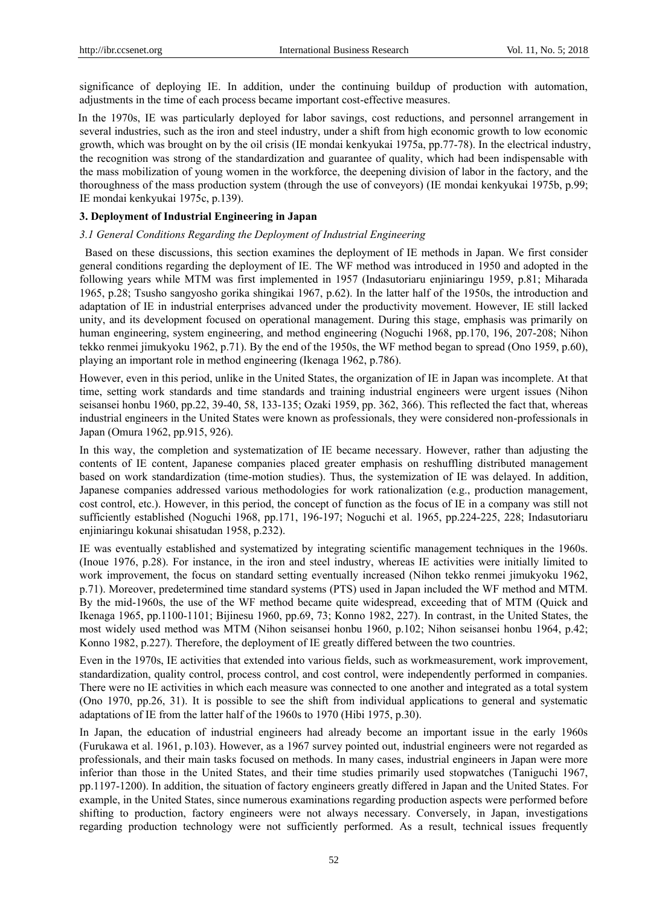significance of deploying IE. In addition, under the continuing buildup of production with automation, adjustments in the time of each process became important cost-effective measures.

In the 1970s, IE was particularly deployed for labor savings, cost reductions, and personnel arrangement in several industries, such as the iron and steel industry, under a shift from high economic growth to low economic growth, which was brought on by the oil crisis (IE mondai kenkyukai 1975a, pp.77-78). In the electrical industry, the recognition was strong of the standardization and guarantee of quality, which had been indispensable with the mass mobilization of young women in the workforce, the deepening division of labor in the factory, and the thoroughness of the mass production system (through the use of conveyors) (IE mondai kenkyukai 1975b, p.99; IE mondai kenkyukai 1975c, p.139).

## 3. Deployment of Industrial Engineering in Japan

### *3.1 General Conditions Regarding the Deployment of Industrial Engineering*

Based on these discussions, this section examines the deployment of IE methods in Japan. We first consider general conditions regarding the deployment of IE. The WF method was introduced in 1950 and adopted in the following years while MTM was first implemented in 1957 (Indasutoriaru enjiniaringu 1959, p.81; Miharada 1965, p.28; Tsusho sangyosho gorika shingikai 1967, p.62). In the latter half of the 1950s, the introduction and adaptation of IE in industrial enterprises advanced under the productivity movement. However, IE still lacked unity, and its development focused on operational management. During this stage, emphasis was primarily on human engineering, system engineering, and method engineering (Noguchi 1968, pp.170, 196, 207-208; Nihon tekko renmei jimukyoku 1962, p.71). By the end of the 1950s, the WF method began to spread (Ono 1959, p.60), playing an important role in method engineering (Ikenaga 1962, p.786).

However, even in this period, unlike in the United States, the organization of IE in Japan was incomplete. At that time, setting work standards and time standards and training industrial engineers were urgent issues (Nihon seisansei honbu 1960, pp.22, 39-40, 58, 133-135; Ozaki 1959, pp. 362, 366). This reflected the fact that, whereas industrial engineers in the United States were known as professionals, they were considered non-professionals in Japan (Omura 1962, pp.915, 926).

In this way, the completion and systematization of IE became necessary. However, rather than adjusting the contents of IE content, Japanese companies placed greater emphasis on reshuffling distributed management based on work standardization (time-motion studies). Thus, the systemization of IE was delayed. In addition, Japanese companies addressed various methodologies for work rationalization (e.g., production management, cost control, etc.). However, in this period, the concept of function as the focus of IE in a company was still not sufficiently established (Noguchi 1968, pp.171, 196-197; Noguchi et al. 1965, pp.224-225, 228; Indasutoriaru enjiniaringu kokunai shisatudan 1958, p.232).

IE was eventually established and systematized by integrating scientific management techniques in the 1960s. (Inoue 1976, p.28). For instance, in the iron and steel industry, whereas IE activities were initially limited to work improvement, the focus on standard setting eventually increased (Nihon tekko renmei jimukyoku 1962, p.71). Moreover, predetermined time standard systems (PTS) used in Japan included the WF method and MTM. By the mid-1960s, the use of the WF method became quite widespread, exceeding that of MTM (Quick and Ikenaga 1965, pp.1100-1101; Bijinesu 1960, pp.69, 73; Konno 1982, 227). In contrast, in the United States, the most widely used method was MTM (Nihon seisansei honbu 1960, p.102; Nihon seisansei honbu 1964, p.42; Konno 1982, p.227). Therefore, the deployment of IE greatly differed between the two countries.

Even in the 1970s, IE activities that extended into various fields, such as workmeasurement, work improvement, standardization, quality control, process control, and cost control, were independently performed in companies. There were no IE activities in which each measure was connected to one another and integrated as a total system (Ono 1970, pp.26, 31). It is possible to see the shift from individual applications to general and systematic adaptations of IE from the latter half of the 1960s to 1970 (Hibi 1975, p.30).

In Japan, the education of industrial engineers had already become an important issue in the early 1960s (Furukawa et al. 1961, p.103). However, as a 1967 survey pointed out, industrial engineers were not regarded as professionals, and their main tasks focused on methods. In many cases, industrial engineers in Japan were more inferior than those in the United States, and their time studies primarily used stopwatches (Taniguchi 1967, pp.1197-1200). In addition, the situation of factory engineers greatly differed in Japan and the United States. For example, in the United States, since numerous examinations regarding production aspects were performed before shifting to production, factory engineers were not always necessary. Conversely, in Japan, investigations regarding production technology were not sufficiently performed. As a result, technical issues frequently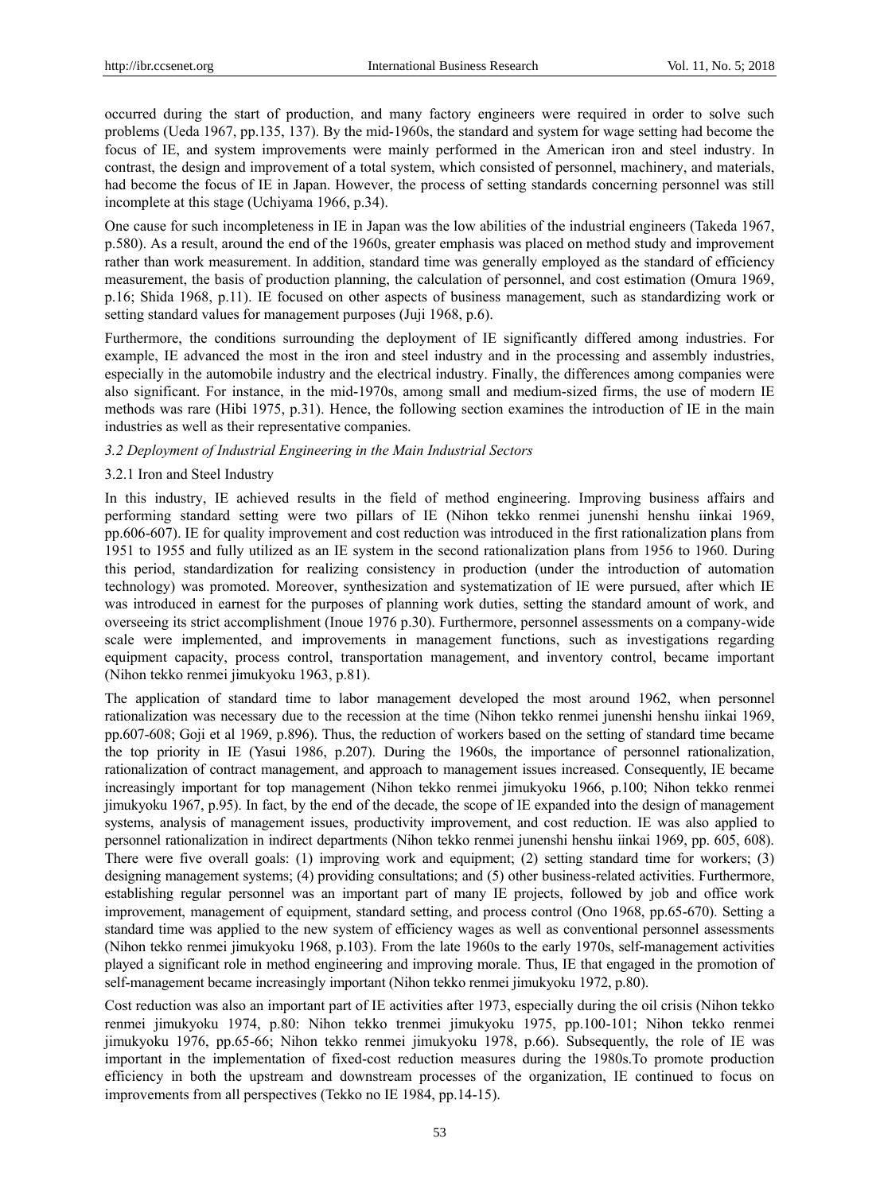occurred during the start of production, and many factory engineers were required in order to solve such problems (Ueda 1967, pp.135, 137). By the mid-1960s, the standard and system for wage setting had become the focus of IE, and system improvements were mainly performed in the American iron and steel industry. In contrast, the design and improvement of a total system, which consisted of personnel, machinery, and materials, had become the focus of IE in Japan. However, the process of setting standards concerning personnel was still incomplete at this stage (Uchiyama 1966, p.34).

One cause for such incompleteness in IE in Japan was the low abilities of the industrial engineers (Takeda 1967, p.580). As a result, around the end of the 1960s, greater emphasis was placed on method study and improvement rather than work measurement. In addition, standard time was generally employed as the standard of efficiency measurement, the basis of production planning, the calculation of personnel, and cost estimation (Omura 1969, p.16; Shida 1968, p.11). IE focused on other aspects of business management, such as standardizing work or setting standard values for management purposes (Juji 1968, p.6).

Furthermore, the conditions surrounding the deployment of IE significantly differed among industries. For example, IE advanced the most in the iron and steel industry and in the processing and assembly industries, especially in the automobile industry and the electrical industry. Finally, the differences among companies were also significant. For instance, in the mid-1970s, among small and medium-sized firms, the use of modern IE methods was rare (Hibi 1975, p.31). Hence, the following section examines the introduction of IE in the main industries as well as their representative companies.

### *3.2 Deployment of Industrial Engineering in the Main Industrial Sectors*

#### 3.2.1 Iron and Steel Industry

In this industry, IE achieved results in the field of method engineering. Improving business affairs and performing standard setting were two pillars of IE (Nihon tekko renmei junenshi henshu iinkai 1969, pp.606-607). IE for quality improvement and cost reduction was introduced in the first rationalization plans from 1951 to 1955 and fully utilized as an IE system in the second rationalization plans from 1956 to 1960. During this period, standardization for realizing consistency in production (under the introduction of automation technology) was promoted. Moreover, synthesization and systematization of IE were pursued, after which IE was introduced in earnest for the purposes of planning work duties, setting the standard amount of work, and overseeing its strict accomplishment (Inoue 1976 p.30). Furthermore, personnel assessments on a company-wide scale were implemented, and improvements in management functions, such as investigations regarding equipment capacity, process control, transportation management, and inventory control, became important (Nihon tekko renmei jimukyoku 1963, p.81).

The application of standard time to labor management developed the most around 1962, when personnel rationalization was necessary due to the recession at the time (Nihon tekko renmei junenshi henshu iinkai 1969, pp.607-608; Goji et al 1969, p.896). Thus, the reduction of workers based on the setting of standard time became the top priority in IE (Yasui 1986, p.207). During the 1960s, the importance of personnel rationalization, rationalization of contract management, and approach to management issues increased. Consequently, IE became increasingly important for top management (Nihon tekko renmei jimukyoku 1966, p.100; Nihon tekko renmei jimukyoku 1967, p.95). In fact, by the end of the decade, the scope of IE expanded into the design of management systems, analysis of management issues, productivity improvement, and cost reduction. IE was also applied to personnel rationalization in indirect departments (Nihon tekko renmei junenshi henshu iinkai 1969, pp. 605, 608). There were five overall goals: (1) improving work and equipment; (2) setting standard time for workers; (3) designing management systems; (4) providing consultations; and (5) other business-related activities. Furthermore, establishing regular personnel was an important part of many IE projects, followed by job and office work improvement, management of equipment, standard setting, and process control (Ono 1968, pp.65-670). Setting a standard time was applied to the new system of efficiency wages as well as conventional personnel assessments (Nihon tekko renmei jimukyoku 1968, p.103). From the late 1960s to the early 1970s, self-management activities played a significant role in method engineering and improving morale. Thus, IE that engaged in the promotion of self-management became increasingly important (Nihon tekko renmei jimukyoku 1972, p.80).

Cost reduction was also an important part of IE activities after 1973, especially during the oil crisis (Nihon tekko renmei jimukyoku 1974, p.80: Nihon tekko trenmei jimukyoku 1975, pp.100-101; Nihon tekko renmei jimukyoku 1976, pp.65-66; Nihon tekko renmei jimukyoku 1978, p.66). Subsequently, the role of IE was important in the implementation of fixed-cost reduction measures during the 1980s.To promote production efficiency in both the upstream and downstream processes of the organization, IE continued to focus on improvements from all perspectives (Tekko no IE 1984, pp.14-15).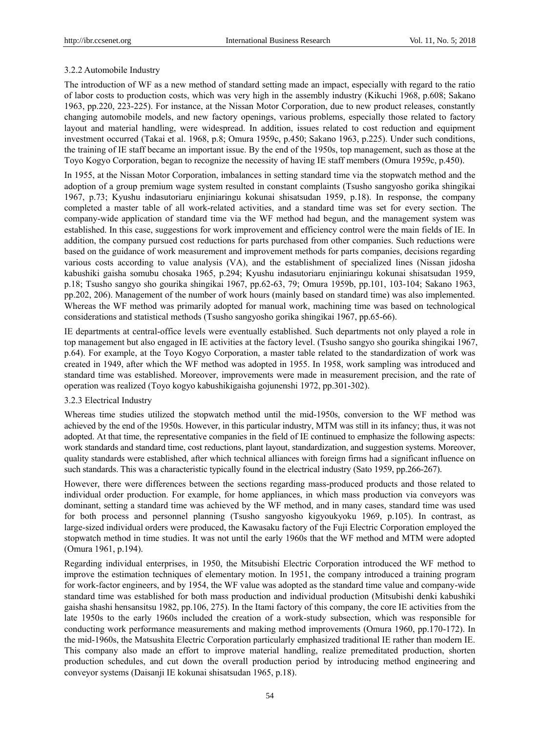### 3.2.2 Automobile Industry

The introduction of WF as a new method of standard setting made an impact, especially with regard to the ratio of labor costs to production costs, which was very high in the assembly industry (Kikuchi 1968, p.608; Sakano 1963, pp.220, 223-225). For instance, at the Nissan Motor Corporation, due to new product releases, constantly changing automobile models, and new factory openings, various problems, especially those related to factory layout and material handling, were widespread. In addition, issues related to cost reduction and equipment investment occurred (Takai et al. 1968, p.8; Omura 1959c, p.450; Sakano 1963, p.225). Under such conditions, the training of IE staff became an important issue. By the end of the 1950s, top management, such as those at the Toyo Kogyo Corporation, began to recognize the necessity of having IE staff members (Omura 1959c, p.450).

In 1955, at the Nissan Motor Corporation, imbalances in setting standard time via the stopwatch method and the adoption of a group premium wage system resulted in constant complaints (Tsusho sangyosho gorika shingikai 1967, p.73; Kyushu indasutoriaru enjiniaringu kokunai shisatsudan 1959, p.18). In response, the company completed a master table of all work-related activities, and a standard time was set for every section. The company-wide application of standard time via the WF method had begun, and the management system was established. In this case, suggestions for work improvement and efficiency control were the main fields of IE. In addition, the company pursued cost reductions for parts purchased from other companies. Such reductions were based on the guidance of work measurement and improvement methods for parts companies, decisions regarding various costs according to value analysis (VA), and the establishment of specialized lines (Nissan jidosha kabushiki gaisha somubu chosaka 1965, p.294; Kyushu indasutoriaru enjiniaringu kokunai shisatsudan 1959, p.18; Tsusho sangyo sho gourika shingikai 1967, pp.62-63, 79; Omura 1959b, pp.101, 103-104; Sakano 1963, pp.202, 206). Management of the number of work hours (mainly based on standard time) was also implemented. Whereas the WF method was primarily adopted for manual work, machining time was based on technological considerations and statistical methods (Tsusho sangyosho gorika shingikai 1967, pp.65-66).

IE departments at central-office levels were eventually established. Such departments not only played a role in top management but also engaged in IE activities at the factory level. (Tsusho sangyo sho gourika shingikai 1967, p.64). For example, at the Toyo Kogyo Corporation, a master table related to the standardization of work was created in 1949, after which the WF method was adopted in 1955. In 1958, work sampling was introduced and standard time was established. Moreover, improvements were made in measurement precision, and the rate of operation was realized (Toyo kogyo kabushikigaisha gojunenshi 1972, pp.301-302).

### 3.2.3 Electrical Industry

Whereas time studies utilized the stopwatch method until the mid-1950s, conversion to the WF method was achieved by the end of the 1950s. However, in this particular industry, MTM was still in its infancy; thus, it was not adopted. At that time, the representative companies in the field of IE continued to emphasize the following aspects: work standards and standard time, cost reductions, plant layout, standardization, and suggestion systems. Moreover, quality standards were established, after which technical alliances with foreign firms had a significant influence on such standards. This was a characteristic typically found in the electrical industry (Sato 1959, pp.266-267).

However, there were differences between the sections regarding mass-produced products and those related to individual order production. For example, for home appliances, in which mass production via conveyors was dominant, setting a standard time was achieved by the WF method, and in many cases, standard time was used for both process and personnel planning (Tsusho sangyosho kigyoukyoku 1969, p.105). In contrast, as large-sized individual orders were produced, the Kawasaku factory of the Fuji Electric Corporation employed the stopwatch method in time studies. It was not until the early 1960s that the WF method and MTM were adopted (Omura 1961, p.194).

Regarding individual enterprises, in 1950, the Mitsubishi Electric Corporation introduced the WF method to improve the estimation techniques of elementary motion. In 1951, the company introduced a training program for work-factor engineers, and by 1954, the WF value was adopted as the standard time value and company-wide standard time was established for both mass production and individual production (Mitsubishi denki kabushiki gaisha shashi hensansitsu 1982, pp.106, 275). In the Itami factory of this company, the core IE activities from the late 1950s to the early 1960s included the creation of a work-study subsection, which was responsible for conducting work performance measurements and making method improvements (Omura 1960, pp.170-172). In the mid-1960s, the Matsushita Electric Corporation particularly emphasized traditional IE rather than modern IE. This company also made an effort to improve material handling, realize premeditated production, shorten production schedules, and cut down the overall production period by introducing method engineering and conveyor systems (Daisanji IE kokunai shisatsudan 1965, p.18).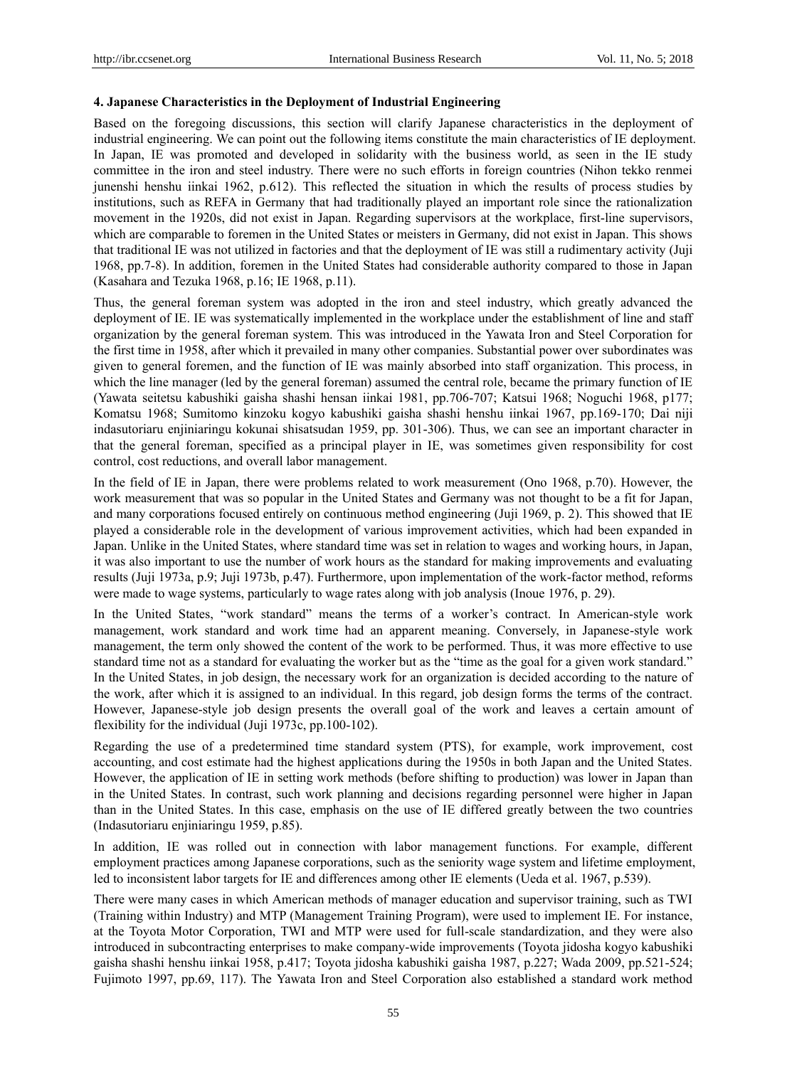## 4. Japanese Characteristics in the Deployment of Industrial Engineering

Based on the foregoing discussions, this section will clarify Japanese characteristics in the deployment of industrial engineering. We can point out the following items constitute the main characteristics of IE deployment. In Japan, IE was promoted and developed in solidarity with the business world, as seen in the IE study committee in the iron and steel industry. There were no such efforts in foreign countries (Nihon tekko renmei junenshi henshu iinkai 1962, p.612). This reflected the situation in which the results of process studies by institutions, such as REFA in Germany that had traditionally played an important role since the rationalization movement in the 1920s, did not exist in Japan. Regarding supervisors at the workplace, first-line supervisors, which are comparable to foremen in the United States or meisters in Germany, did not exist in Japan. This shows that traditional IE was not utilized in factories and that the deployment of IE was still a rudimentary activity (Juji 1968, pp.7-8). In addition, foremen in the United States had considerable authority compared to those in Japan (Kasahara and Tezuka 1968, p.16; IE 1968, p.11).

Thus, the general foreman system was adopted in the iron and steel industry, which greatly advanced the deployment of IE. IE was systematically implemented in the workplace under the establishment of line and staff organization by the general foreman system. This was introduced in the Yawata Iron and Steel Corporation for the first time in 1958, after which it prevailed in many other companies. Substantial power over subordinates was given to general foremen, and the function of IE was mainly absorbed into staff organization. This process, in which the line manager (led by the general foreman) assumed the central role, became the primary function of IE (Yawata seitetsu kabushiki gaisha shashi hensan iinkai 1981, pp.706-707; Katsui 1968; Noguchi 1968, p177; Komatsu 1968; Sumitomo kinzoku kogyo kabushiki gaisha shashi henshu iinkai 1967, pp.169-170; Dai niji indasutoriaru enjiniaringu kokunai shisatsudan 1959, pp. 301-306). Thus, we can see an important character in that the general foreman, specified as a principal player in IE, was sometimes given responsibility for cost control, cost reductions, and overall labor management.

In the field of IE in Japan, there were problems related to work measurement (Ono 1968, p.70). However, the work measurement that was so popular in the United States and Germany was not thought to be a fit for Japan, and many corporations focused entirely on continuous method engineering (Juji 1969, p. 2). This showed that IE played a considerable role in the development of various improvement activities, which had been expanded in Japan. Unlike in the United States, where standard time was set in relation to wages and working hours, in Japan, it was also important to use the number of work hours as the standard for making improvements and evaluating results (Juji 1973a, p.9; Juji 1973b, p.47). Furthermore, upon implementation of the work-factor method, reforms were made to wage systems, particularly to wage rates along with job analysis (Inoue 1976, p. 29).

In the United States, "work standard" means the terms of a worker's contract. In American-style work management, work standard and work time had an apparent meaning. Conversely, in Japanese-style work management, the term only showed the content of the work to be performed. Thus, it was more effective to use standard time not as a standard for evaluating the worker but as the "time as the goal for a given work standard." In the United States, in job design, the necessary work for an organization is decided according to the nature of the work, after which it is assigned to an individual. In this regard, job design forms the terms of the contract. However, Japanese-style job design presents the overall goal of the work and leaves a certain amount of flexibility for the individual (Juji 1973c, pp.100-102).

Regarding the use of a predetermined time standard system (PTS), for example, work improvement, cost accounting, and cost estimate had the highest applications during the 1950s in both Japan and the United States. However, the application of IE in setting work methods (before shifting to production) was lower in Japan than in the United States. In contrast, such work planning and decisions regarding personnel were higher in Japan than in the United States. In this case, emphasis on the use of IE differed greatly between the two countries (Indasutoriaru enjiniaringu 1959, p.85).

In addition, IE was rolled out in connection with labor management functions. For example, different employment practices among Japanese corporations, such as the seniority wage system and lifetime employment, led to inconsistent labor targets for IE and differences among other IE elements (Ueda et al. 1967, p.539).

There were many cases in which American methods of manager education and supervisor training, such as TWI (Training within Industry) and MTP (Management Training Program), were used to implement IE. For instance, at the Toyota Motor Corporation, TWI and MTP were used for full-scale standardization, and they were also introduced in subcontracting enterprises to make company-wide improvements (Toyota jidosha kogyo kabushiki gaisha shashi henshu iinkai 1958, p.417; Toyota jidosha kabushiki gaisha 1987, p.227; Wada 2009, pp.521-524; Fujimoto 1997, pp.69, 117). The Yawata Iron and Steel Corporation also established a standard work method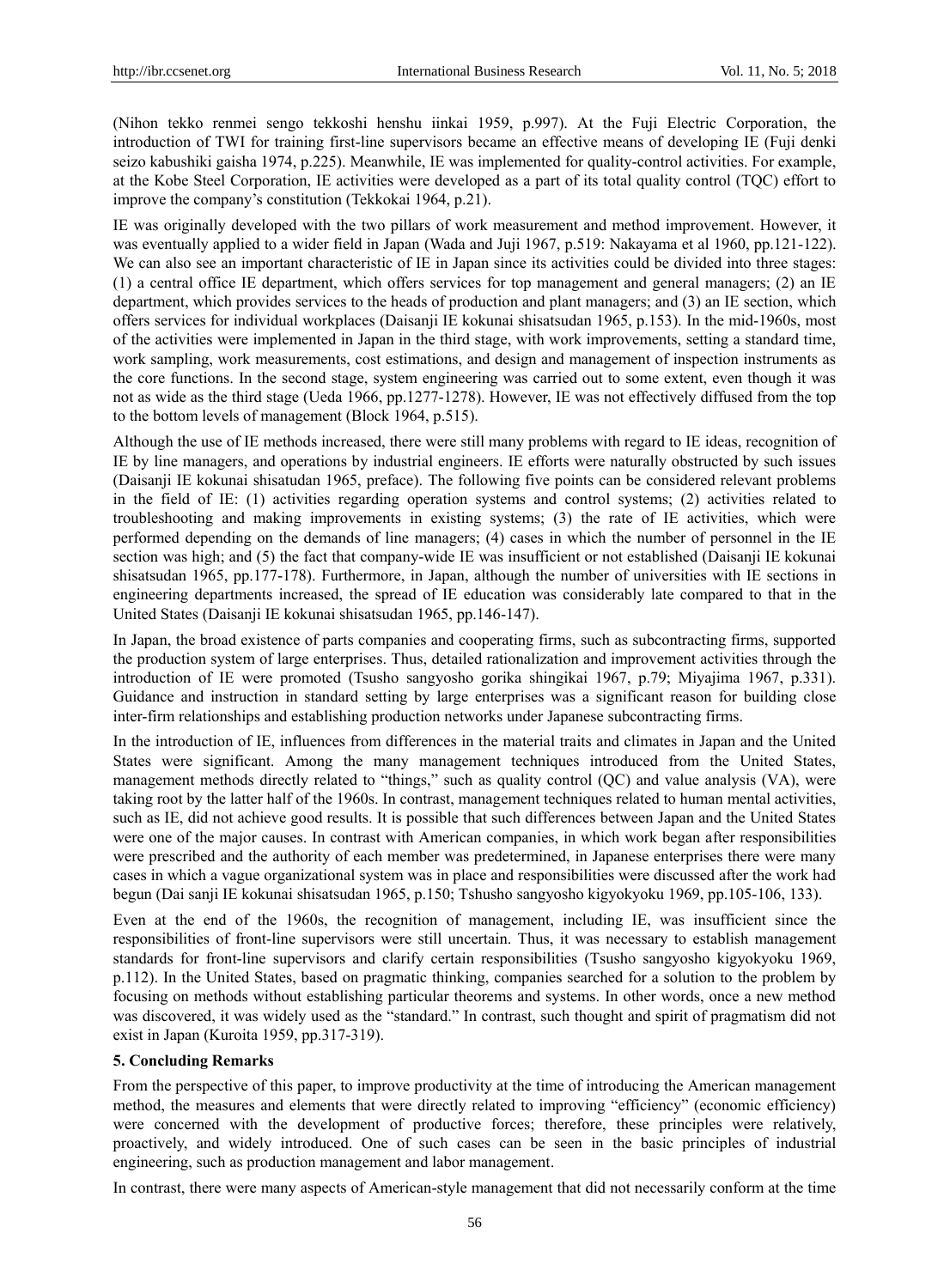(Nihon tekko renmei sengo tekkoshi henshu iinkai 1959, p.997). At the Fuji Electric Corporation, the introduction of TWI for training first-line supervisors became an effective means of developing IE (Fuji denki seizo kabushiki gaisha 1974, p.225). Meanwhile, IE was implemented for quality-control activities. For example, at the Kobe Steel Corporation, IE activities were developed as a part of its total quality control (TQC) effort to improve the company's constitution (Tekkokai 1964, p.21).

IE was originally developed with the two pillars of work measurement and method improvement. However, it was eventually applied to a wider field in Japan (Wada and Juji 1967, p.519: Nakayama et al 1960, pp.121-122). We can also see an important characteristic of IE in Japan since its activities could be divided into three stages: (1) a central office IE department, which offers services for top management and general managers; (2) an IE department, which provides services to the heads of production and plant managers; and (3) an IE section, which offers services for individual workplaces (Daisanji IE kokunai shisatsudan 1965, p.153). In the mid-1960s, most of the activities were implemented in Japan in the third stage, with work improvements, setting a standard time, work sampling, work measurements, cost estimations, and design and management of inspection instruments as the core functions. In the second stage, system engineering was carried out to some extent, even though it was not as wide as the third stage (Ueda 1966, pp.1277-1278). However, IE was not effectively diffused from the top to the bottom levels of management (Block 1964, p.515).

Although the use of IE methods increased, there were still many problems with regard to IE ideas, recognition of IE by line managers, and operations by industrial engineers. IE efforts were naturally obstructed by such issues (Daisanji IE kokunai shisatudan 1965, preface). The following five points can be considered relevant problems in the field of IE: (1) activities regarding operation systems and control systems; (2) activities related to troubleshooting and making improvements in existing systems; (3) the rate of IE activities, which were performed depending on the demands of line managers; (4) cases in which the number of personnel in the IE section was high; and (5) the fact that company-wide IE was insufficient or not established (Daisanji IE kokunai shisatsudan 1965, pp.177-178). Furthermore, in Japan, although the number of universities with IE sections in engineering departments increased, the spread of IE education was considerably late compared to that in the United States (Daisanji IE kokunai shisatsudan 1965, pp.146-147).

In Japan, the broad existence of parts companies and cooperating firms, such as subcontracting firms, supported the production system of large enterprises. Thus, detailed rationalization and improvement activities through the introduction of IE were promoted (Tsusho sangyosho gorika shingikai 1967, p.79; Miyajima 1967, p.331). Guidance and instruction in standard setting by large enterprises was a significant reason for building close inter-firm relationships and establishing production networks under Japanese subcontracting firms.

In the introduction of IE, influences from differences in the material traits and climates in Japan and the United States were significant. Among the many management techniques introduced from the United States, management methods directly related to "things," such as quality control (QC) and value analysis (VA), were taking root by the latter half of the 1960s. In contrast, management techniques related to human mental activities, such as IE, did not achieve good results. It is possible that such differences between Japan and the United States were one of the major causes. In contrast with American companies, in which work began after responsibilities were prescribed and the authority of each member was predetermined, in Japanese enterprises there were many cases in which a vague organizational system was in place and responsibilities were discussed after the work had begun (Dai sanji IE kokunai shisatsudan 1965, p.150; Tshusho sangyosho kigyokyoku 1969, pp.105-106, 133).

Even at the end of the 1960s, the recognition of management, including IE, was insufficient since the responsibilities of front-line supervisors were still uncertain. Thus, it was necessary to establish management standards for front-line supervisors and clarify certain responsibilities (Tsusho sangyosho kigyokyoku 1969, p.112). In the United States, based on pragmatic thinking, companies searched for a solution to the problem by focusing on methods without establishing particular theorems and systems. In other words, once a new method was discovered, it was widely used as the "standard." In contrast, such thought and spirit of pragmatism did not exist in Japan (Kuroita 1959, pp.317-319).

## 5. Concluding Remarks

From the perspective of this paper, to improve productivity at the time of introducing the American management method, the measures and elements that were directly related to improving "efficiency" (economic efficiency) were concerned with the development of productive forces; therefore, these principles were relatively, proactively, and widely introduced. One of such cases can be seen in the basic principles of industrial engineering, such as production management and labor management.

In contrast, there were many aspects of American-style management that did not necessarily conform at the time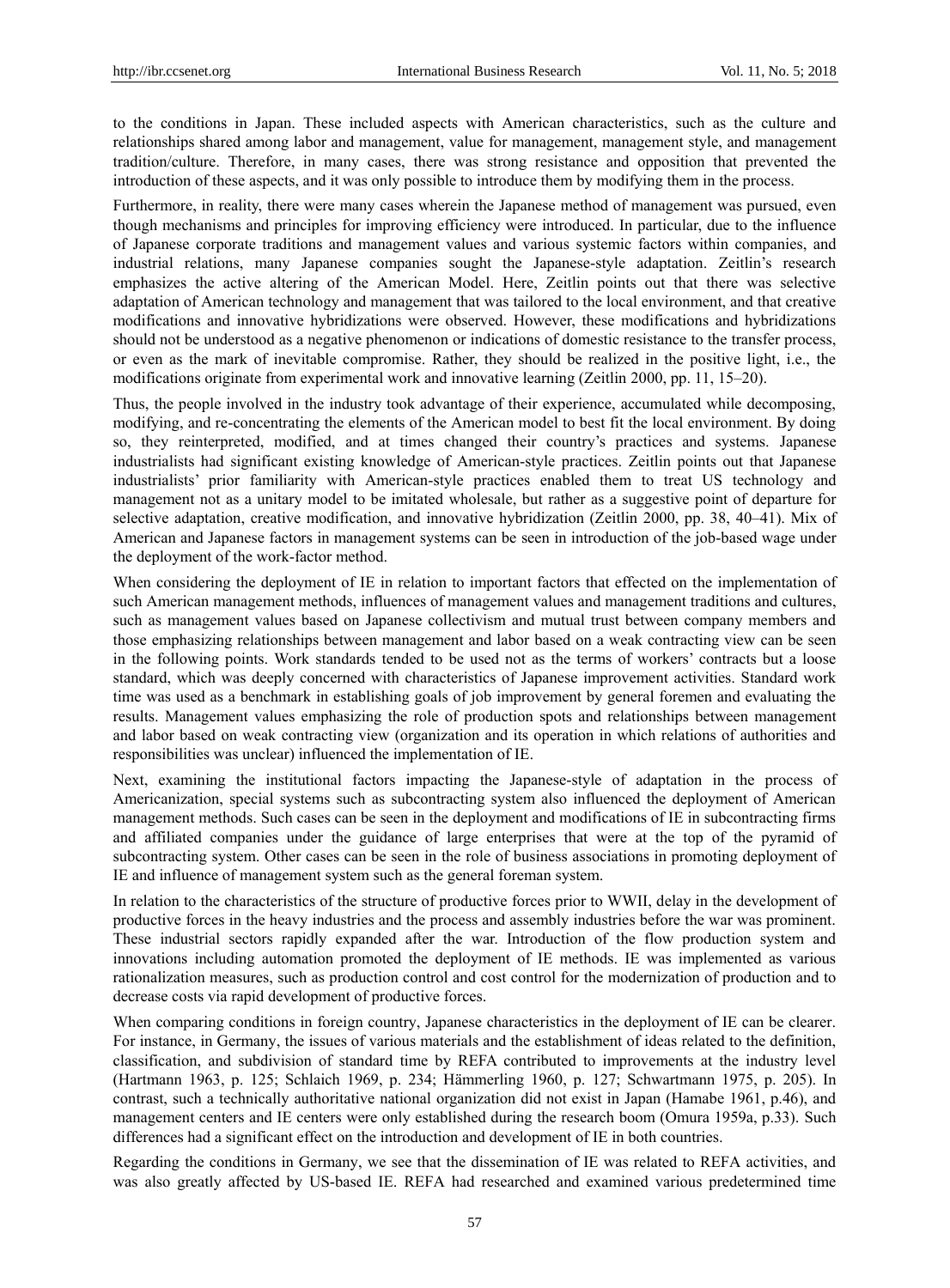to the conditions in Japan. These included aspects with American characteristics, such as the culture and relationships shared among labor and management, value for management, management style, and management tradition/culture. Therefore, in many cases, there was strong resistance and opposition that prevented the introduction of these aspects, and it was only possible to introduce them by modifying them in the process.

Furthermore, in reality, there were many cases wherein the Japanese method of management was pursued, even though mechanisms and principles for improving efficiency were introduced. In particular, due to the influence of Japanese corporate traditions and management values and various systemic factors within companies, and industrial relations, many Japanese companies sought the Japanese-style adaptation. Zeitlin's research emphasizes the active altering of the American Model. Here, Zeitlin points out that there was selective adaptation of American technology and management that was tailored to the local environment, and that creative modifications and innovative hybridizations were observed. However, these modifications and hybridizations should not be understood as a negative phenomenon or indications of domestic resistance to the transfer process, or even as the mark of inevitable compromise. Rather, they should be realized in the positive light, i.e., the modifications originate from experimental work and innovative learning (Zeitlin 2000, pp. 11, 15–20).

Thus, the people involved in the industry took advantage of their experience, accumulated while decomposing, modifying, and re-concentrating the elements of the American model to best fit the local environment. By doing so, they reinterpreted, modified, and at times changed their country's practices and systems. Japanese industrialists had significant existing knowledge of American-style practices. Zeitlin points out that Japanese industrialists' prior familiarity with American-style practices enabled them to treat US technology and management not as a unitary model to be imitated wholesale, but rather as a suggestive point of departure for selective adaptation, creative modification, and innovative hybridization (Zeitlin 2000, pp. 38, 40–41). Mix of American and Japanese factors in management systems can be seen in introduction of the job-based wage under the deployment of the work-factor method.

When considering the deployment of IE in relation to important factors that effected on the implementation of such American management methods, influences of management values and management traditions and cultures, such as management values based on Japanese collectivism and mutual trust between company members and those emphasizing relationships between management and labor based on a weak contracting view can be seen in the following points. Work standards tended to be used not as the terms of workers' contracts but a loose standard, which was deeply concerned with characteristics of Japanese improvement activities. Standard work time was used as a benchmark in establishing goals of job improvement by general foremen and evaluating the results. Management values emphasizing the role of production spots and relationships between management and labor based on weak contracting view (organization and its operation in which relations of authorities and responsibilities was unclear) influenced the implementation of IE.

Next, examining the institutional factors impacting the Japanese-style of adaptation in the process of Americanization, special systems such as subcontracting system also influenced the deployment of American management methods. Such cases can be seen in the deployment and modifications of IE in subcontracting firms and affiliated companies under the guidance of large enterprises that were at the top of the pyramid of subcontracting system. Other cases can be seen in the role of business associations in promoting deployment of IE and influence of management system such as the general foreman system.

In relation to the characteristics of the structure of productive forces prior to WWII, delay in the development of productive forces in the heavy industries and the process and assembly industries before the war was prominent. These industrial sectors rapidly expanded after the war. Introduction of the flow production system and innovations including automation promoted the deployment of IE methods. IE was implemented as various rationalization measures, such as production control and cost control for the modernization of production and to decrease costs via rapid development of productive forces.

When comparing conditions in foreign country, Japanese characteristics in the deployment of IE can be clearer. For instance, in Germany, the issues of various materials and the establishment of ideas related to the definition, classification, and subdivision of standard time by REFA contributed to improvements at the industry level (Hartmann 1963, p. 125; Schlaich 1969, p. 234; Hämmerling 1960, p. 127; Schwartmann 1975, p. 205). In contrast, such a technically authoritative national organization did not exist in Japan (Hamabe 1961, p.46), and management centers and IE centers were only established during the research boom (Omura 1959a, p.33). Such differences had a significant effect on the introduction and development of IE in both countries.

Regarding the conditions in Germany, we see that the dissemination of IE was related to REFA activities, and was also greatly affected by US-based IE. REFA had researched and examined various predetermined time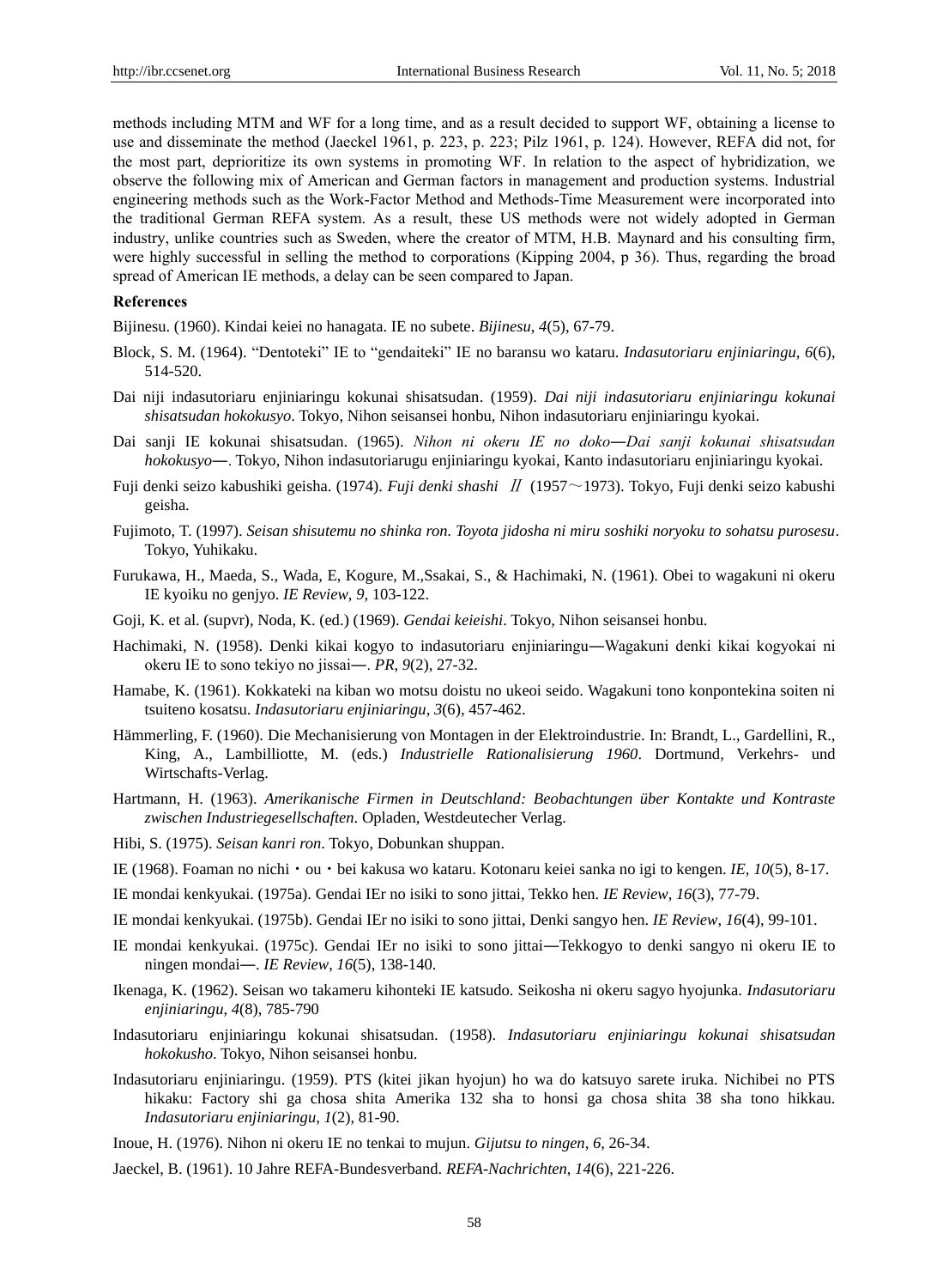methods including MTM and WF for a long time, and as a result decided to support WF, obtaining a license to use and disseminate the method (Jaeckel 1961, p. 223, p. 223; Pilz 1961, p. 124). However, REFA did not, for the most part, deprioritize its own systems in promoting WF. In relation to the aspect of hybridization, we observe the following mix of American and German factors in management and production systems. Industrial engineering methods such as the Work-Factor Method and Methods-Time Measurement were incorporated into the traditional German REFA system. As a result, these US methods were not widely adopted in German industry, unlike countries such as Sweden, where the creator of MTM, H.B. Maynard and his consulting firm, were highly successful in selling the method to corporations (Kipping 2004, p 36). Thus, regarding the broad spread of American IE methods, a delay can be seen compared to Japan.

**References**

Bijinesu. (1960). Kindai keiei no hanagata. IE no subete. *Bijinesu*, *4*(5), 67-79.

Block, S. M. (1964). "Dentoteki" IE to "gendaiteki" IE no baransu wo kataru. *Indasutoriaru enjiniaringu*, *6*(6), 514-520.

Dai niji indasutoriaru enjiniaringu kokunai shisatsudan. (1959). *Dai niji indasutoriaru enjiniaringu kokunai shisatsudan hokokusyo*. Tokyo, Nihon seisansei honbu, Nihon indasutoriaru enjiniaringu kyokai.

Dai sanji IE kokunai shisatsudan. (1965). *Nihon ni okeru IE no doko―Dai sanji kokunai shisatsudan hokokusyo―*. Tokyo, Nihon indasutoriarugu enjiniaringu kyokai, Kanto indasutoriaru enjiniaringu kyokai.

Fuji denki seizo kabushiki geisha. (1974). *Fuji denki shashi* Ⅱ (1957～1973). Tokyo, Fuji denki seizo kabushi geisha.

Fujimoto, T. (1997). *Seisan shisutemu no shinka ron. Toyota jidosha ni miru soshiki noryoku to sohatsu purosesu*. Tokyo, Yuhikaku.

Furukawa, H., Maeda, S., Wada, E, Kogure, M.,Ssakai, S., & Hachimaki, N. (1961). Obei to wagakuni ni okeru IE kyoiku no genjyo. *IE Review*, *9*, 103-122.

Goji, K. et al. (supvr), Noda, K. (ed.) (1969). *Gendai keieishi*. Tokyo, Nihon seisansei honbu.

Hachimaki, N. (1958). Denki kikai kogyo to indasutoriaru enjiniaringu―Wagakuni denki kikai kogyokai ni okeru IE to sono tekiyo no jissai―. *PR*, *9*(2), 27-32.

Hamabe, K. (1961). Kokkateki na kiban wo motsu doistu no ukeoi seido. Wagakuni tono konpontekina soiten ni tsuiteno kosatsu. *Indasutoriaru enjiniaringu*, *3*(6), 457-462.

Hämmerling, F. (1960). Die Mechanisierung von Montagen in der Elektroindustrie. In: Brandt, L., Gardellini, R., King, A., Lambilliotte, M. (eds.) *Industrielle Rationalisierung 1960*. Dortmund, Verkehrs- und Wirtschafts-Verlag.

Hartmann, H. (1963). *Amerikanische Firmen in Deutschland: Beobachtungen über Kontakte und Kontraste zwischen Industriegesellschaften*. Opladen, Westdeutecher Verlag.

Hibi, S. (1975). *Seisan kanri ron*. Tokyo, Dobunkan shuppan.

IE (1968). Foaman no nichi・ou・bei kakusa wo kataru. Kotonaru keiei sanka no igi to kengen. *IE*, *10*(5), 8-17.

IE mondai kenkyukai. (1975a). Gendai IEr no isiki to sono jittai, Tekko hen. *IE Review*, *16*(3), 77-79.

IE mondai kenkyukai. (1975b). Gendai IEr no isiki to sono jittai, Denki sangyo hen. *IE Review*, *16*(4), 99-101.

IE mondai kenkyukai. (1975c). Gendai IEr no isiki to sono jittai―Tekkogyo to denki sangyo ni okeru IE to ningen mondai―. *IE Review*, *16*(5), 138-140.

Ikenaga, K. (1962). Seisan wo takameru kihonteki IE katsudo. Seikosha ni okeru sagyo hyojunka. *Indasutoriaru enjiniaringu*, *4*(8), 785-790

Indasutoriaru enjiniaringu kokunai shisatsudan. (1958). *Indasutoriaru enjiniaringu kokunai shisatsudan hokokusho*. Tokyo, Nihon seisansei honbu.

Indasutoriaru enjiniaringu. (1959). PTS (kitei jikan hyojun) ho wa do katsuyo sarete iruka. Nichibei no PTS hikaku: Factory shi ga chosa shita Amerika 132 sha to honsi ga chosa shita 38 sha tono hikkau. *Indasutoriaru enjiniaringu*, *1*(2), 81-90.

Inoue, H. (1976). Nihon ni okeru IE no tenkai to mujun. *Gijutsu to ningen*, *6*, 26-34.

Jaeckel, B. (1961). 10 Jahre REFA-Bundesverband. *REFA-Nachrichten*, *14*(6), 221-226.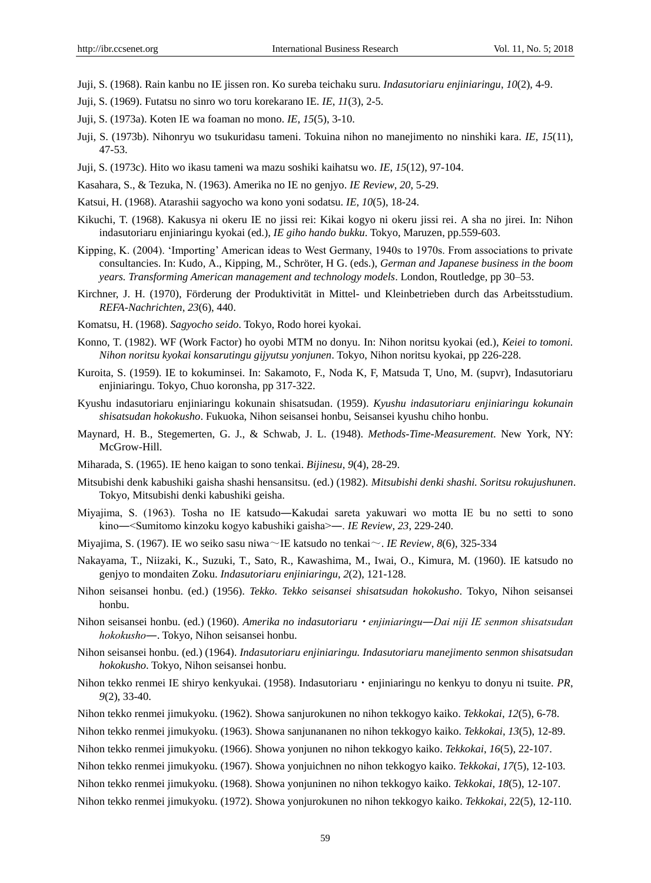Juji, S. (1968). Rain kanbu no IE jissen ron. Ko sureba teichaku suru. *Indasutoriaru enjiniaringu*, *10*(2), 4-9.

Juji, S. (1969). Futatsu no sinro wo toru korekarano IE. *IE*, *11*(3), 2-5.

Juji, S. (1973a). Koten IE wa foaman no mono. *IE*, *15*(5), 3-10.

Juji, S. (1973b). Nihonryu wo tsukuridasu tameni. Tokuina nihon no manejimento no ninshiki kara. *IE*, *15*(11), 47-53.

Juji, S. (1973c). Hito wo ikasu tameni wa mazu soshiki kaihatsu wo. *IE*, *15*(12), 97-104.

Kasahara, S., & Tezuka, N. (1963). Amerika no IE no genjyo. *IE Review*, *20*, 5-29.

Katsui, H. (1968). Atarashii sagyocho wa kono yoni sodatsu. *IE*, *10*(5), 18-24.

Kikuchi, T. (1968). Kakusya ni okeru IE no jissi rei: Kikai kogyo ni okeru jissi rei. A sha no jirei. In: Nihon indasutoriaru enjiniaringu kyokai (ed.), *IE giho hando bukku*. Tokyo, Maruzen, pp.559-603.

Kipping, K. (2004). ‘Importing’ American ideas to West Germany, 1940s to 1970s. From associations to private consultancies. In: Kudo, A., Kipping, M., Schröter, H G. (eds.), *German and Japanese business in the boom years. Transforming American management and technology models*. London, Routledge, pp 30–53.

Kirchner, J. H. (1970), Förderung der Produktivität in Mittel- und Kleinbetrieben durch das Arbeitsstudium. *REFA-Nachrichten*, *23*(6), 440.

Komatsu, H. (1968). *Sagyocho seido*. Tokyo, Rodo horei kyokai.

Konno, T. (1982). WF (Work Factor) ho oyobi MTM no donyu. In: Nihon noritsu kyokai (ed.), *Keiei to tomoni. Nihon noritsu kyokai konsarutingu gijyutsu yonjunen*. Tokyo, Nihon noritsu kyokai, pp 226-228.

Kuroita, S. (1959). IE to kokuminsei. In: Sakamoto, F., Noda K, F, Matsuda T, Uno, M. (supvr), Indasutoriaru enjiniaringu. Tokyo, Chuo koronsha, pp 317-322.

Kyushu indasutoriaru enjiniaringu kokunain shisatsudan. (1959). *Kyushu indasutoriaru enjiniaringu kokunain shisatsudan hokokusho*. Fukuoka, Nihon seisansei honbu, Seisansei kyushu chiho honbu.

Maynard, H. B., Stegemerten, G. J., & Schwab, J. L. (1948). *Methods-Time-Measurement*. New York, NY: McGrow-Hill.

Miharada, S. (1965). IE heno kaigan to sono tenkai. *Bijinesu*, *9*(4), 28-29.

Mitsubishi denk kabushiki gaisha shashi hensansitsu. (ed.) (1982). *Mitsubishi denki shashi. Soritsu rokujushunen*. Tokyo, Mitsubishi denki kabushiki geisha.

Miyajima, S. (1963). Tosha no IE katsudo―Kakudai sareta yakuwari wo motta IE bu no setti to sono kino―<Sumitomo kinzoku kogyo kabushiki gaisha>―. *IE Review*, *23*, 229-240.

Miyajima, S. (1967). IE wo seiko sasu niwa～IE katsudo no tenkai～. *IE Review*, *8*(6), 325-334

Nakayama, T., Niizaki, K., Suzuki, T., Sato, R., Kawashima, M., Iwai, O., Kimura, M. (1960). IE katsudo no genjyo to mondaiten Zoku. *Indasutoriaru enjiniaringu*, *2*(2), 121-128.

Nihon seisansei honbu. (ed.) (1956). *Tekko. Tekko seisansei shisatsudan hokokusho*. Tokyo, Nihon seisansei honbu.

Nihon seisansei honbu. (ed.) (1960). *Amerika no indasutoriaru・enjiniaringu―Dai niji IE senmon shisatsudan hokokusho―*. Tokyo, Nihon seisansei honbu.

Nihon seisansei honbu. (ed.) (1964). *Indasutoriaru enjiniaringu. Indasutoriaru manejimento senmon shisatsudan hokokusho*. Tokyo, Nihon seisansei honbu.

Nihon tekko renmei IE shiryo kenkyukai. (1958). Indasutoriaru・enjiniaringu no kenkyu to donyu ni tsuite. *PR*, *9*(2), 33-40.

Nihon tekko renmei jimukyoku. (1962). Showa sanjurokunen no nihon tekkogyo kaiko. *Tekkokai*, *12*(5), 6-78.

Nihon tekko renmei jimukyoku. (1963). Showa sanjunananen no nihon tekkogyo kaiko. *Tekkokai*, *13*(5), 12-89.

Nihon tekko renmei jimukyoku. (1966). Showa yonjunen no nihon tekkogyo kaiko. *Tekkokai*, *16*(5), 22-107.

Nihon tekko renmei jimukyoku. (1967). Showa yonjuichnen no nihon tekkogyo kaiko. *Tekkokai*, *17*(5), 12-103.

Nihon tekko renmei jimukyoku. (1968). Showa yonjuninen no nihon tekkogyo kaiko. *Tekkokai*, *18*(5), 12-107.

Nihon tekko renmei jimukyoku. (1972). Showa yonjurokunen no nihon tekkogyo kaiko. *Tekkokai*, 22(5), 12-110.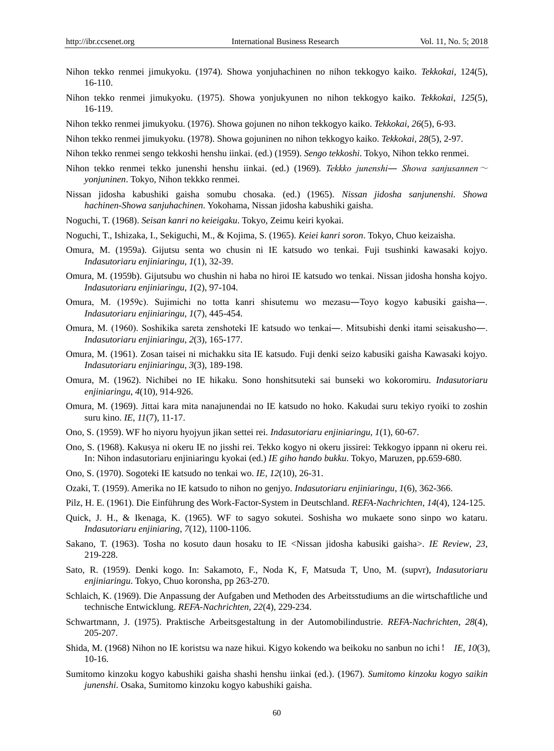Nihon tekko renmei jimukyoku. (1974). Showa yonjuhachinen no nihon tekkogyo kaiko. *Tekkokai*, 124(5), 16-110.

Nihon tekko renmei jimukyoku. (1975). Showa yonjukyunen no nihon tekkogyo kaiko. *Tekkokai*, *125*(5), 16-119.

Nihon tekko renmei jimukyoku. (1976). Showa gojunen no nihon tekkogyo kaiko. *Tekkokai*, *26*(5), 6-93.

Nihon tekko renmei jimukyoku. (1978). Showa gojuninen no nihon tekkogyo kaiko. *Tekkokai*, *28*(5), 2-97.

Nihon tekko renmei sengo tekkoshi henshu iinkai. (ed.) (1959). *Sengo tekkoshi*. Tokyo, Nihon tekko renmei.

Nihon tekko renmei tekko junenshi henshu iinkai. (ed.) (1969). *Tekkko junenshi― Showa sanjusannen～yonjuninen*. Tokyo, Nihon tekkko renmei.

Nissan jidosha kabushiki gaisha somubu chosaka. (ed.) (1965). *Nissan jidosha sanjunenshi. Showa hachinen-Showa sanjuhachinen*. Yokohama, Nissan jidosha kabushiki gaisha.

Noguchi, T. (1968). *Seisan kanri no keieigaku*. Tokyo, Zeimu keiri kyokai.

Noguchi, T., Ishizaka, I., Sekiguchi, M., & Kojima, S. (1965). *Keiei kanri soron*. Tokyo, Chuo keizaisha.

Omura, M. (1959a). Gijutsu senta wo chusin ni IE katsudo wo tenkai. Fuji tsushinki kawasaki kojyo. *Indasutoriaru enjiniaringu*, *1*(1), 32-39.

Omura, M. (1959b). Gijutsubu wo chushin ni haba no hiroi IE katsudo wo tenkai. Nissan jidosha honsha kojyo. *Indasutoriaru enjiniaringu*, *1*(2), 97-104.

Omura, M. (1959c). Sujimichi no totta kanri shisutemu wo mezasu―Toyo kogyo kabusiki gaisha―. *Indasutoriaru enjiniaringu*, *1*(7), 445-454.

Omura, M. (1960). Soshikika sareta zenshoteki IE katsudo wo tenkai―. Mitsubishi denki itami seisakusho―. *Indasutoriaru enjiniaringu*, *2*(3), 165-177.

Omura, M. (1961). Zosan taisei ni michakku sita IE katsudo. Fuji denki seizo kabusiki gaisha Kawasaki kojyo. *Indasutoriaru enjiniaringu*, *3*(3), 189-198.

Omura, M. (1962). Nichibei no IE hikaku. Sono honshitsuteki sai bunseki wo kokoromiru. *Indasutoriaru enjiniaringu*, *4*(10), 914-926.

Omura, M. (1969). Jittai kara mita nanajunendai no IE katsudo no hoko. Kakudai suru tekiyo ryoiki to zoshin suru kino. *IE*, *11*(7), 11-17.

Ono, S. (1959). WF ho niyoru hyojyun jikan settei rei. *Indasutoriaru enjiniaringu*, *1*(1), 60-67.

Ono, S. (1968). Kakusya ni okeru IE no jisshi rei. Tekko kogyo ni okeru jissirei: Tekkogyo ippann ni okeru rei. In: Nihon indasutoriaru enjiniaringu kyokai (ed.) *IE giho hando bukku*. Tokyo, Maruzen, pp.659-680.

Ono, S. (1970). Sogoteki IE katsudo no tenkai wo. *IE*, *12*(10), 26-31.

Ozaki, T. (1959). Amerika no IE katsudo to nihon no genjyo. *Indasutoriaru enjiniaringu*, *1*(6), 362-366.

Pilz, H. E. (1961). Die Einführung des Work-Factor-System in Deutschland. *REFA-Nachrichten*, *14*(4), 124-125.

Quick, J. H., & Ikenaga, K. (1965). WF to sagyo sokutei. Soshisha wo mukaete sono sinpo wo kataru. *Indasutoriaru enjiniaring*, *7*(12), 1100-1106.

Sakano, T. (1963). Tosha no kosuto daun hosaku to IE <Nissan jidosha kabusiki gaisha>. *IE Review*, *23*, 219-228.

Sato, R. (1959). Denki kogo. In: Sakamoto, F., Noda K, F, Matsuda T, Uno, M. (supvr), *Indasutoriaru enjiniaringu*. Tokyo, Chuo koronsha, pp 263-270.

Schlaich, K. (1969). Die Anpassung der Aufgaben und Methoden des Arbeitsstudiums an die wirtschaftliche und technische Entwicklung. *REFA-Nachrichten*, *22*(4), 229-234.

Schwartmann, J. (1975). Praktische Arbeitsgestaltung in der Automobilindustrie. *REFA-Nachrichten*, *28*(4), 205-207.

Shida, M. (1968) Nihon no IE koristsu wa naze hikui. Kigyo kokendo wa beikoku no sanbun no ichi！ *IE*, *10*(3), 10-16.

Sumitomo kinzoku kogyo kabushiki gaisha shashi henshu iinkai (ed.). (1967). *Sumitomo kinzoku kogyo saikin junenshi*. Osaka, Sumitomo kinzoku kogyo kabushiki gaisha.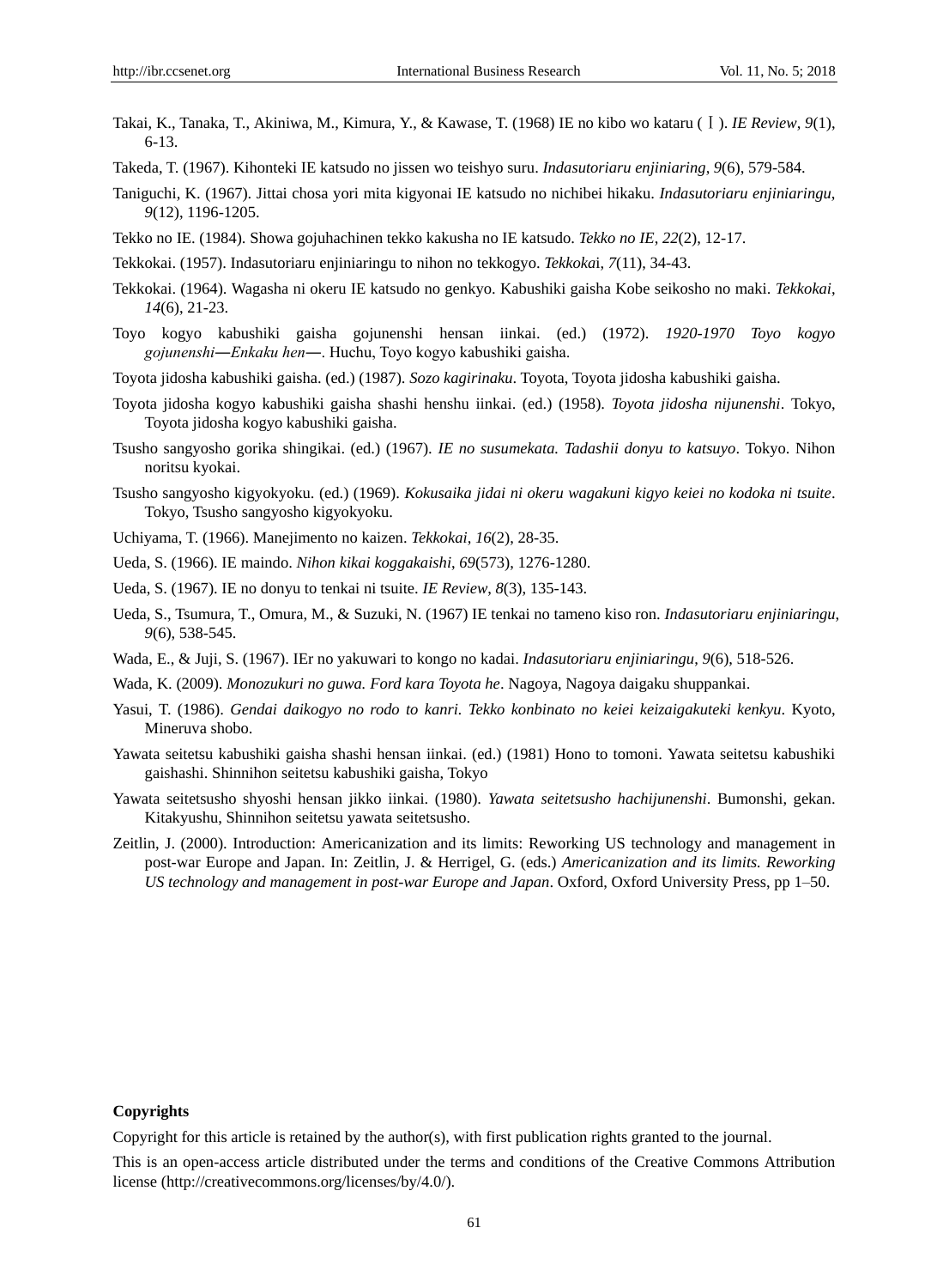Takai, K., Tanaka, T., Akiniwa, M., Kimura, Y., & Kawase, T. (1968) IE no kibo wo kataru (Ⅰ). *IE Review*, *9*(1), 6-13.

Takeda, T. (1967). Kihonteki IE katsudo no jissen wo teishyo suru. *Indasutoriaru enjiniaring*, *9*(6), 579-584.

Taniguchi, K. (1967). Jittai chosa yori mita kigyonai IE katsudo no nichibei hikaku. *Indasutoriaru enjiniaringu*, *9*(12), 1196-1205.

Tekko no IE. (1984). Showa gojuhachinen tekko kakusha no IE katsudo. *Tekko no IE*, *22*(2), 12-17.

Tekkokai. (1957). Indasutoriaru enjiniaringu to nihon no tekkogyo. *Tekkokai*, *7*(11), 34-43.

Tekkokai. (1964). Wagasha ni okeru IE katsudo no genkyo. Kabushiki gaisha Kobe seikosho no maki. *Tekkokai*, *14*(6), 21-23.

Toyo kogyo kabushiki gaisha gojunenshi hensan iinkai. (ed.) (1972). *1920-1970 Toyo kogyo gojunenshi―Enkaku hen―*. Huchu, Toyo kogyo kabushiki gaisha.

Toyota jidosha kabushiki gaisha. (ed.) (1987). *Sozo kagirinaku*. Toyota, Toyota jidosha kabushiki gaisha.

Toyota jidosha kogyo kabushiki gaisha shashi henshu iinkai. (ed.) (1958). *Toyota jidosha nijunenshi*. Tokyo, Toyota jidosha kogyo kabushiki gaisha.

Tsusho sangyosho gorika shingikai. (ed.) (1967). *IE no susumekata. Tadashii donyu to katsuyo*. Tokyo. Nihon noritsu kyokai.

Tsusho sangyosho kigyokyoku. (ed.) (1969). *Kokusaika jidai ni okeru wagakuni kigyo keiei no kodoka ni tsuite*. Tokyo, Tsusho sangyosho kigyokyoku.

Uchiyama, T. (1966). Manejimento no kaizen. *Tekkokai*, *16*(2), 28-35.

Ueda, S. (1966). IE maindo. *Nihon kikai koggakaishi*, *69*(573), 1276-1280.

Ueda, S. (1967). IE no donyu to tenkai ni tsuite. *IE Review*, *8*(3), 135-143.

Ueda, S., Tsumura, T., Omura, M., & Suzuki, N. (1967) IE tenkai no tameno kiso ron. *Indasutoriaru enjiniaringu*, *9*(6), 538-545.

Wada, E., & Juji, S. (1967). IEr no yakuwari to kongo no kadai. *Indasutoriaru enjiniaringu*, *9*(6), 518-526.

Wada, K. (2009). *Monozukuri no guwa. Ford kara Toyota he*. Nagoya, Nagoya daigaku shuppankai.

Yasui, T. (1986). *Gendai daikogyo no rodo to kanri. Tekko konbinato no keiei keizaigakuteki kenkyu*. Kyoto, Mineruva shobo.

Yawata seitetsu kabushiki gaisha shashi hensan iinkai. (ed.) (1981) Hono to tomoni. Yawata seitetsu kabushiki gaishashi. Shinnihon seitetsu kabushiki gaisha, Tokyo

Yawata seitetsusho shyoshi hensan jikko iinkai. (1980). *Yawata seitetsusho hachijunenshi*. Bumonshi, gekan. Kitakyushu, Shinnihon seitetsu yawata seitetsusho.

Zeitlin, J. (2000). Introduction: Americanization and its limits: Reworking US technology and management in post-war Europe and Japan. In: Zeitlin, J. & Herrigel, G. (eds.) *Americanization and its limits. Reworking US technology and management in post-war Europe and Japan*. Oxford, Oxford University Press, pp 1–50.

**Copyrights**

Copyright for this article is retained by the author(s), with first publication rights granted to the journal.

This is an open-access article distributed under the terms and conditions of the Creative Commons Attribution license (http://creativecommons.org/licenses/by/4.0/).